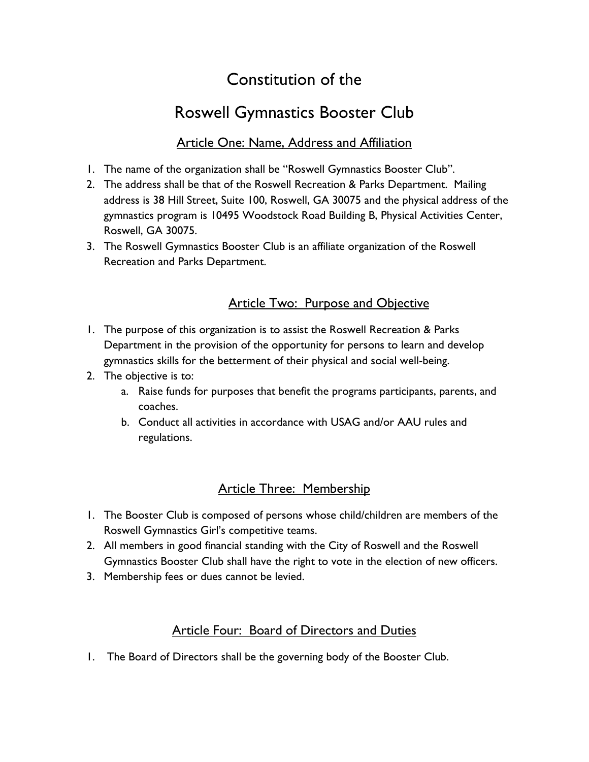# Constitution of the

# Roswell Gymnastics Booster Club

## Article One: Name, Address and Affiliation

1. The name of the organization shall be "Roswell Gymnastics Booster Club".
2. The address shall be that of the Roswell Recreation & Parks Department. Mailing address is 38 Hill Street, Suite 100, Roswell, GA 30075 and the physical address of the gymnastics program is 10495 Woodstock Road Building B, Physical Activities Center, Roswell, GA 30075.
3. The Roswell Gymnastics Booster Club is an affiliate organization of the Roswell Recreation and Parks Department.

## Article Two: Purpose and Objective

1. The purpose of this organization is to assist the Roswell Recreation & Parks Department in the provision of the opportunity for persons to learn and develop gymnastics skills for the betterment of their physical and social well-being.
2. The objective is to:
   a. Raise funds for purposes that benefit the programs participants, parents, and coaches.
   b. Conduct all activities in accordance with USAG and/or AAU rules and regulations.

## Article Three: Membership

1. The Booster Club is composed of persons whose child/children are members of the Roswell Gymnastics Girl's competitive teams.
2. All members in good financial standing with the City of Roswell and the Roswell Gymnastics Booster Club shall have the right to vote in the election of new officers.
3. Membership fees or dues cannot be levied.

## Article Four: Board of Directors and Duties

1. The Board of Directors shall be the governing body of the Booster Club.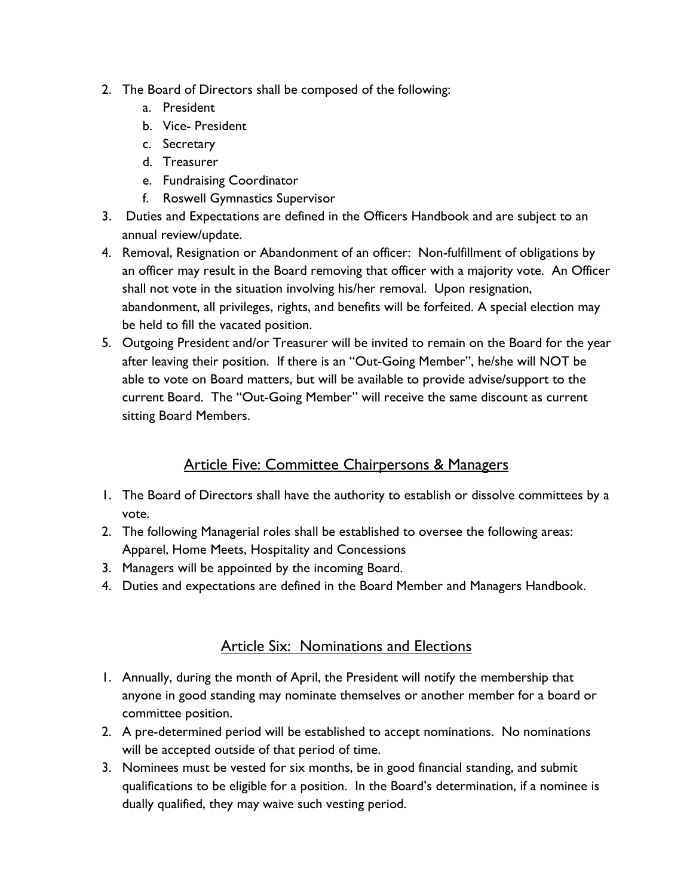2. The Board of Directors shall be composed of the following:
    a. President
    b. Vice- President
    c. Secretary
    d. Treasurer
    e. Fundraising Coordinator
    f. Roswell Gymnastics Supervisor
3. Duties and Expectations are defined in the Officers Handbook and are subject to an annual review/update.
4. Removal, Resignation or Abandonment of an officer: Non-fulfillment of obligations by an officer may result in the Board removing that officer with a majority vote. An Officer shall not vote in the situation involving his/her removal. Upon resignation, abandonment, all privileges, rights, and benefits will be forfeited. A special election may be held to fill the vacated position.
5. Outgoing President and/or Treasurer will be invited to remain on the Board for the year after leaving their position. If there is an "Out-Going Member", he/she will NOT be able to vote on Board matters, but will be available to provide advise/support to the current Board. The "Out-Going Member" will receive the same discount as current sitting Board Members.

## Article Five: Committee Chairpersons & Managers

1. The Board of Directors shall have the authority to establish or dissolve committees by a vote.
2. The following Managerial roles shall be established to oversee the following areas: Apparel, Home Meets, Hospitality and Concessions
3. Managers will be appointed by the incoming Board.
4. Duties and expectations are defined in the Board Member and Managers Handbook.

## Article Six: Nominations and Elections

1. Annually, during the month of April, the President will notify the membership that anyone in good standing may nominate themselves or another member for a board or committee position.
2. A pre-determined period will be established to accept nominations. No nominations will be accepted outside of that period of time.
3. Nominees must be vested for six months, be in good financial standing, and submit qualifications to be eligible for a position. In the Board's determination, if a nominee is dually qualified, they may waive such vesting period.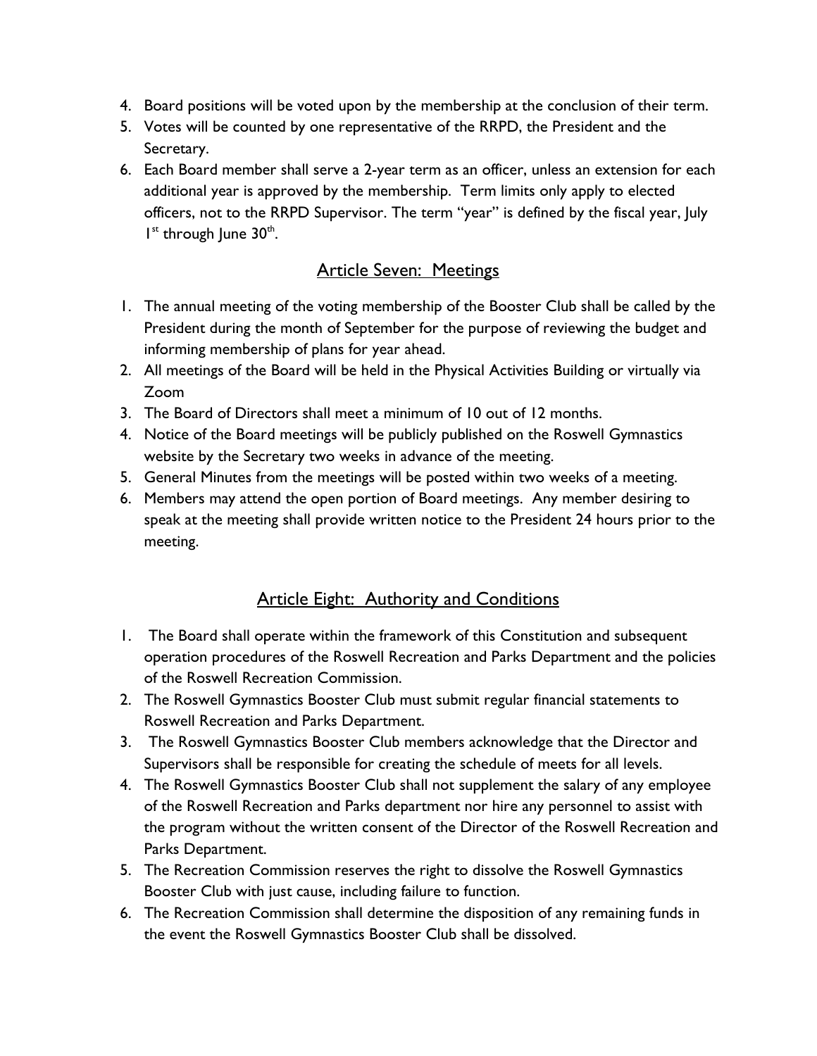4. Board positions will be voted upon by the membership at the conclusion of their term.
5. Votes will be counted by one representative of the RRPD, the President and the Secretary.
6. Each Board member shall serve a 2-year term as an officer, unless an extension for each additional year is approved by the membership. Term limits only apply to elected officers, not to the RRPD Supervisor. The term "year" is defined by the fiscal year, July 1st through June 30th.

## Article Seven: Meetings

1. The annual meeting of the voting membership of the Booster Club shall be called by the President during the month of September for the purpose of reviewing the budget and informing membership of plans for year ahead.
2. All meetings of the Board will be held in the Physical Activities Building or virtually via Zoom
3. The Board of Directors shall meet a minimum of 10 out of 12 months.
4. Notice of the Board meetings will be publicly published on the Roswell Gymnastics website by the Secretary two weeks in advance of the meeting.
5. General Minutes from the meetings will be posted within two weeks of a meeting.
6. Members may attend the open portion of Board meetings. Any member desiring to speak at the meeting shall provide written notice to the President 24 hours prior to the meeting.

## Article Eight: Authority and Conditions

1. The Board shall operate within the framework of this Constitution and subsequent operation procedures of the Roswell Recreation and Parks Department and the policies of the Roswell Recreation Commission.
2. The Roswell Gymnastics Booster Club must submit regular financial statements to Roswell Recreation and Parks Department.
3. The Roswell Gymnastics Booster Club members acknowledge that the Director and Supervisors shall be responsible for creating the schedule of meets for all levels.
4. The Roswell Gymnastics Booster Club shall not supplement the salary of any employee of the Roswell Recreation and Parks department nor hire any personnel to assist with the program without the written consent of the Director of the Roswell Recreation and Parks Department.
5. The Recreation Commission reserves the right to dissolve the Roswell Gymnastics Booster Club with just cause, including failure to function.
6. The Recreation Commission shall determine the disposition of any remaining funds in the event the Roswell Gymnastics Booster Club shall be dissolved.